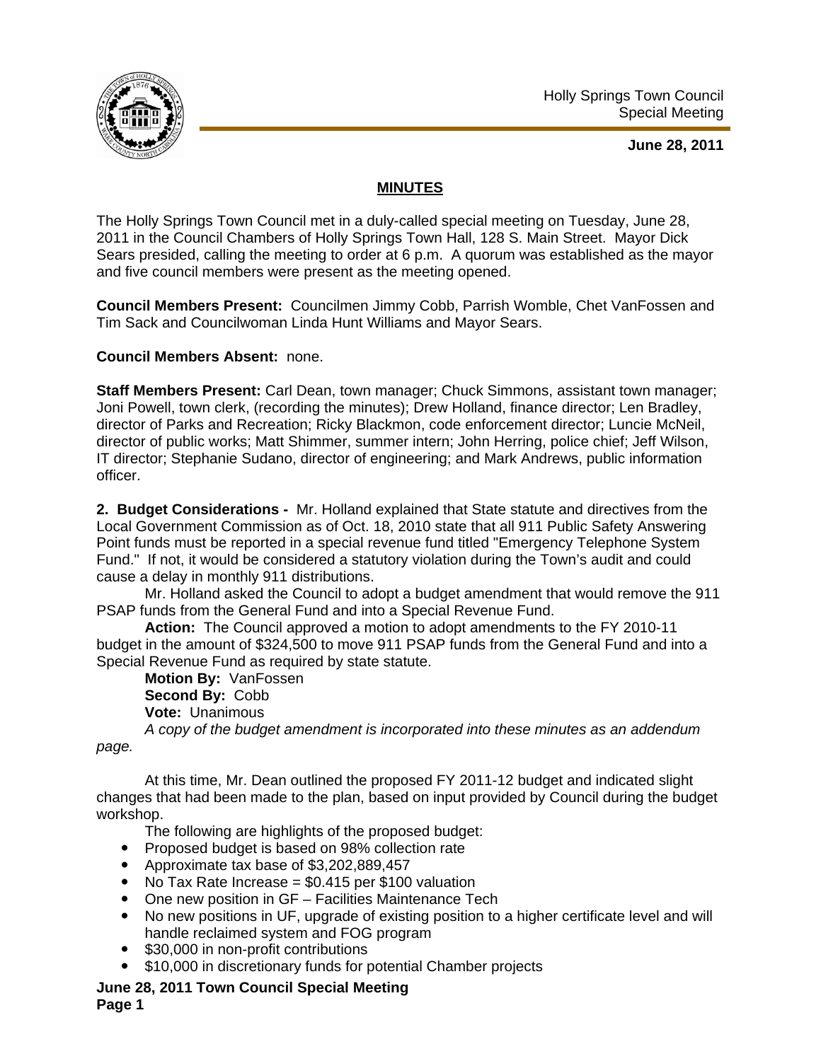Holly Springs Town Council
Special Meeting

**June 28, 2011**

## MINUTES

The Holly Springs Town Council met in a duly-called special meeting on Tuesday, June 28, 2011 in the Council Chambers of Holly Springs Town Hall, 128 S. Main Street. Mayor Dick Sears presided, calling the meeting to order at 6 p.m. A quorum was established as the mayor and five council members were present as the meeting opened.

**Council Members Present:** Councilmen Jimmy Cobb, Parrish Womble, Chet VanFossen and Tim Sack and Councilwoman Linda Hunt Williams and Mayor Sears.

**Council Members Absent:** none.

**Staff Members Present:** Carl Dean, town manager; Chuck Simmons, assistant town manager; Joni Powell, town clerk, (recording the minutes); Drew Holland, finance director; Len Bradley, director of Parks and Recreation; Ricky Blackmon, code enforcement director; Luncie McNeil, director of public works; Matt Shimmer, summer intern; John Herring, police chief; Jeff Wilson, IT director; Stephanie Sudano, director of engineering; and Mark Andrews, public information officer.

**2. Budget Considerations -** Mr. Holland explained that State statute and directives from the Local Government Commission as of Oct. 18, 2010 state that all 911 Public Safety Answering Point funds must be reported in a special revenue fund titled "Emergency Telephone System Fund." If not, it would be considered a statutory violation during the Town's audit and could cause a delay in monthly 911 distributions.

Mr. Holland asked the Council to adopt a budget amendment that would remove the 911 PSAP funds from the General Fund and into a Special Revenue Fund.

**Action:** The Council approved a motion to adopt amendments to the FY 2010-11 budget in the amount of $324,500 to move 911 PSAP funds from the General Fund and into a Special Revenue Fund as required by state statute.

**Motion By:** VanFossen
**Second By:** Cobb
**Vote:** Unanimous

*A copy of the budget amendment is incorporated into these minutes as an addendum page.*

At this time, Mr. Dean outlined the proposed FY 2011-12 budget and indicated slight changes that had been made to the plan, based on input provided by Council during the budget workshop.

The following are highlights of the proposed budget:

- Proposed budget is based on 98% collection rate
- Approximate tax base of $3,202,889,457
- No Tax Rate Increase = $0.415 per $100 valuation
- One new position in GF – Facilities Maintenance Tech
- No new positions in UF, upgrade of existing position to a higher certificate level and will handle reclaimed system and FOG program
- $30,000 in non-profit contributions
- $10,000 in discretionary funds for potential Chamber projects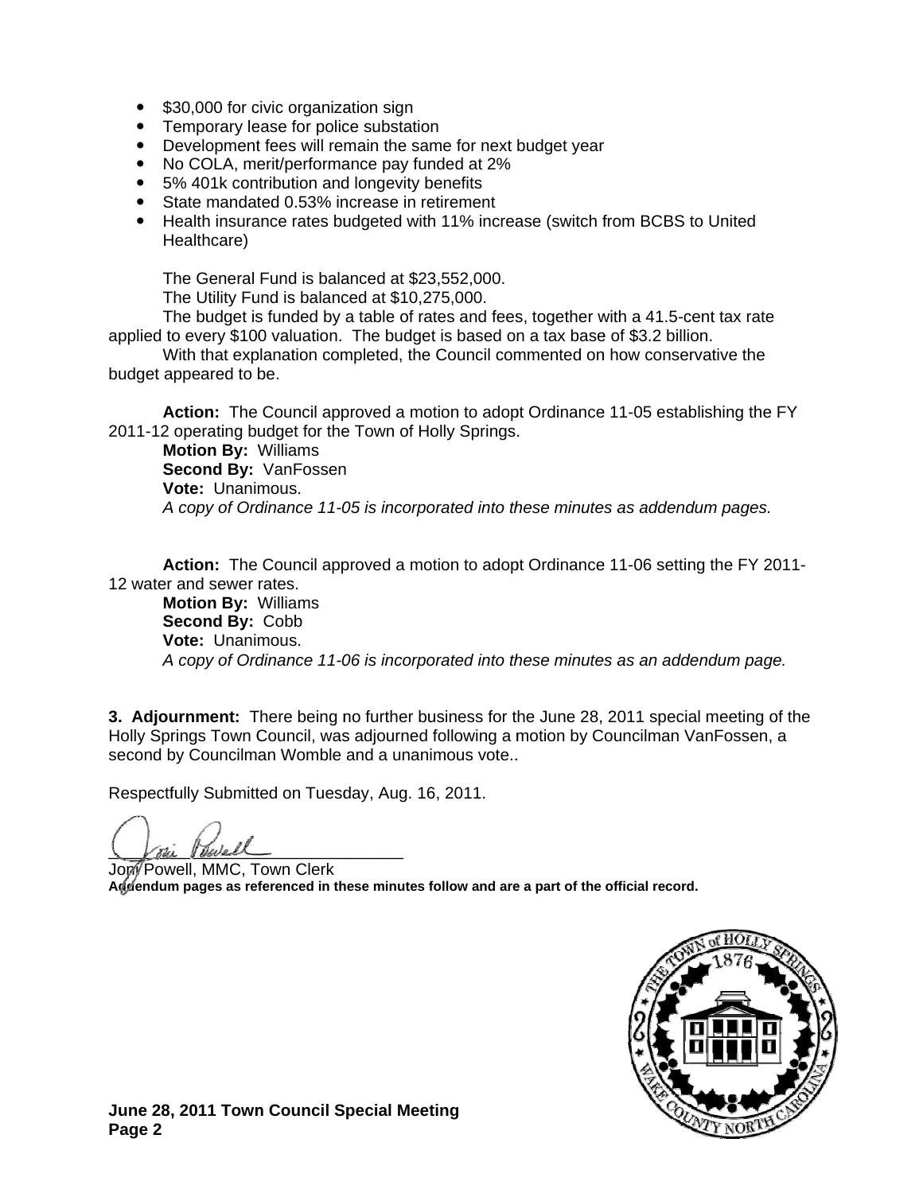- $30,000 for civic organization sign
- Temporary lease for police substation
- Development fees will remain the same for next budget year
- No COLA, merit/performance pay funded at 2%
- 5% 401k contribution and longevity benefits
- State mandated 0.53% increase in retirement
- Health insurance rates budgeted with 11% increase (switch from BCBS to United Healthcare)

The General Fund is balanced at $23,552,000.

The Utility Fund is balanced at $10,275,000.

The budget is funded by a table of rates and fees, together with a 41.5-cent tax rate applied to every $100 valuation. The budget is based on a tax base of $3.2 billion.

With that explanation completed, the Council commented on how conservative the budget appeared to be.

**Action:** The Council approved a motion to adopt Ordinance 11-05 establishing the FY 2011-12 operating budget for the Town of Holly Springs.
**Motion By:** Williams
**Second By:** VanFossen
**Vote:** Unanimous.
*A copy of Ordinance 11-05 is incorporated into these minutes as addendum pages.*

**Action:** The Council approved a motion to adopt Ordinance 11-06 setting the FY 2011-12 water and sewer rates.
**Motion By:** Williams
**Second By:** Cobb
**Vote:** Unanimous.
*A copy of Ordinance 11-06 is incorporated into these minutes as an addendum page.*

**3. Adjournment:** There being no further business for the June 28, 2011 special meeting of the Holly Springs Town Council, was adjourned following a motion by Councilman VanFossen, a second by Councilman Womble and a unanimous vote..

Respectfully Submitted on Tuesday, Aug. 16, 2011.

Joni Powell, MMC, Town Clerk

**Addendum pages as referenced in these minutes follow and are a part of the official record.**